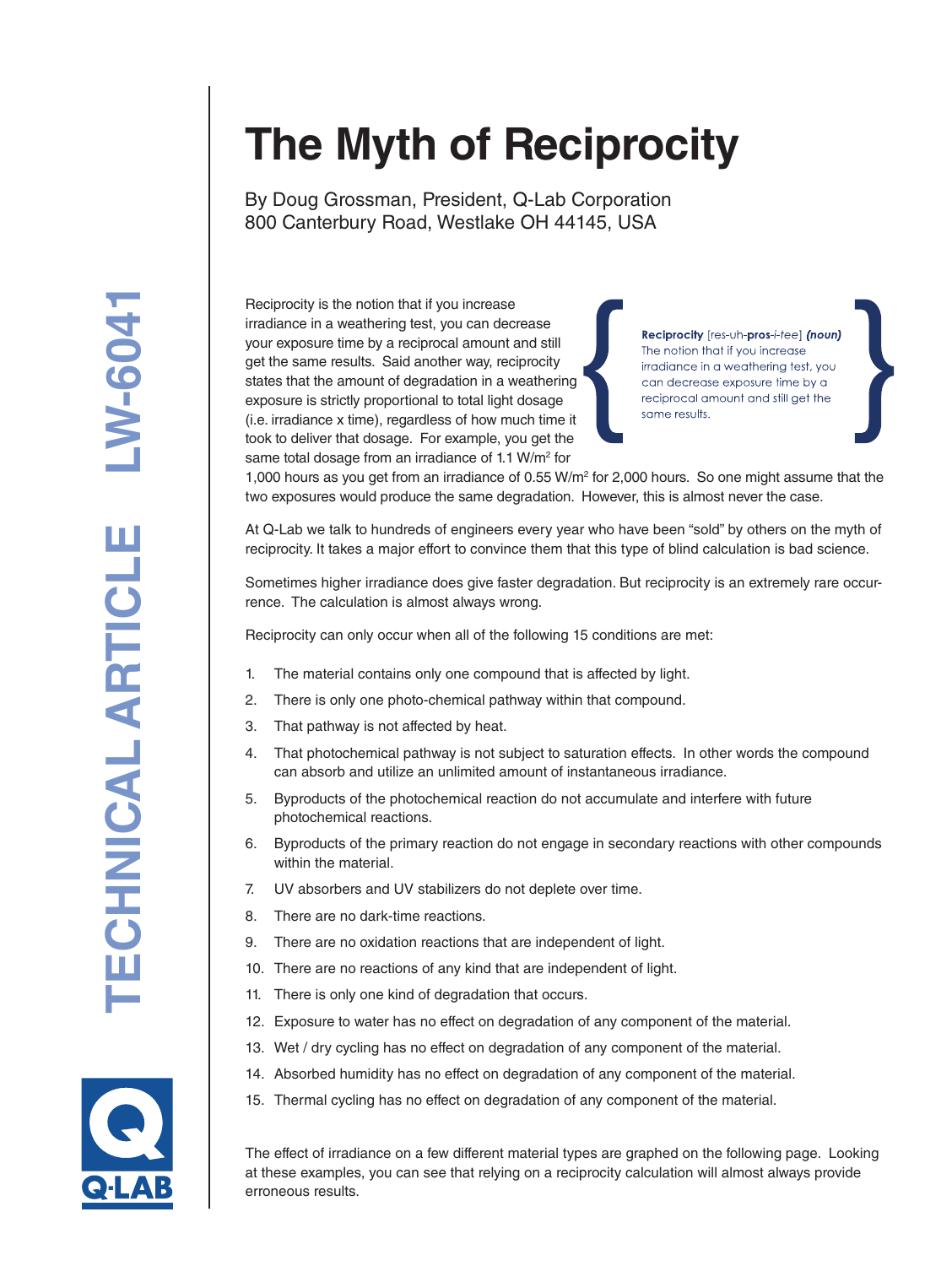# The Myth of Reciprocity

By Doug Grossman, President, Q-Lab Corporation
800 Canterbury Road, Westlake OH 44145, USA

> **Reciprocity** [res-uh-**pros**-*i*-tee] ***(noun)***
> The notion that if you increase irradiance in a weathering test, you can decrease exposure time by a reciprocal amount and still get the same results.

Reciprocity is the notion that if you increase irradiance in a weathering test, you can decrease your exposure time by a reciprocal amount and still get the same results. Said another way, reciprocity states that the amount of degradation in a weathering exposure is strictly proportional to total light dosage (i.e. irradiance x time), regardless of how much time it took to deliver that dosage. For example, you get the same total dosage from an irradiance of 1.1 W/m$^2$ for 1,000 hours as you get from an irradiance of 0.55 W/m$^2$ for 2,000 hours. So one might assume that the two exposures would produce the same degradation. However, this is almost never the case.

At Q-Lab we talk to hundreds of engineers every year who have been "sold" by others on the myth of reciprocity. It takes a major effort to convince them that this type of blind calculation is bad science.

Sometimes higher irradiance does give faster degradation. But reciprocity is an extremely rare occurrence. The calculation is almost always wrong.

Reciprocity can only occur when all of the following 15 conditions are met:

1. The material contains only one compound that is affected by light.
2. There is only one photo-chemical pathway within that compound.
3. That pathway is not affected by heat.
4. That photochemical pathway is not subject to saturation effects. In other words the compound can absorb and utilize an unlimited amount of instantaneous irradiance.
5. Byproducts of the photochemical reaction do not accumulate and interfere with future photochemical reactions.
6. Byproducts of the primary reaction do not engage in secondary reactions with other compounds within the material.
7. UV absorbers and UV stabilizers do not deplete over time.
8. There are no dark-time reactions.
9. There are no oxidation reactions that are independent of light.
10. There are no reactions of any kind that are independent of light.
11. There is only one kind of degradation that occurs.
12. Exposure to water has no effect on degradation of any component of the material.
13. Wet / dry cycling has no effect on degradation of any component of the material.
14. Absorbed humidity has no effect on degradation of any component of the material.
15. Thermal cycling has no effect on degradation of any component of the material.

The effect of irradiance on a few different material types are graphed on the following page. Looking at these examples, you can see that relying on a reciprocity calculation will almost always provide erroneous results.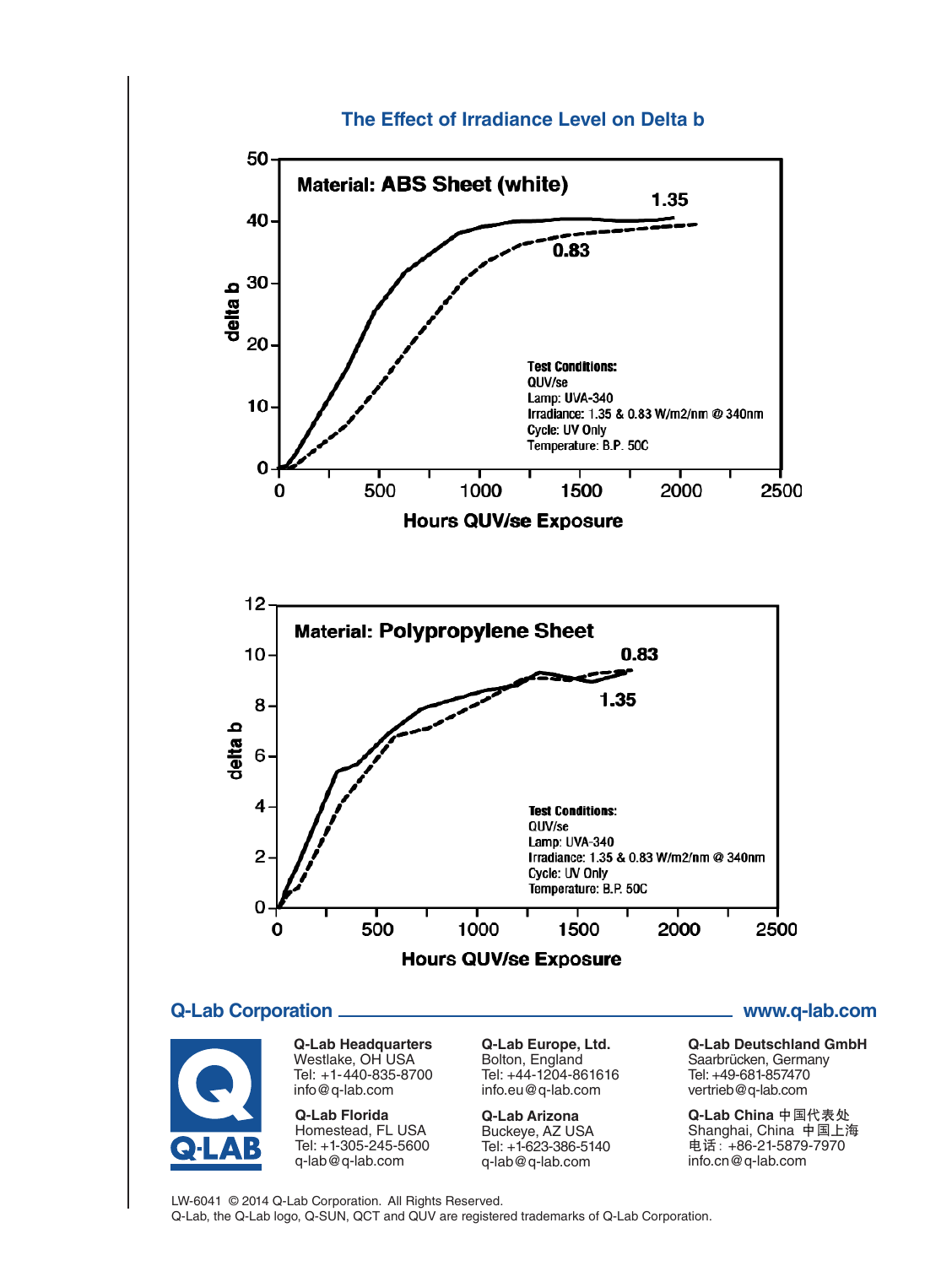## The Effect of Irradiance Level on Delta b

Material: ABS Sheet (white)

1.35

0.83

Test Conditions:
QUV/se
Lamp: UVA-340
Irradiance: 1.35 & 0.83 W/m2/nm @ 340nm
Cycle: UV Only
Temperature: B.P. 50C

delta b

0
10
20
30
40
50

0
500
1000
1500
2000
2500

Hours QUV/se Exposure

Material: Polypropylene Sheet

0.83

1.35

Test Conditions:
QUV/se
Lamp: UVA-340
Irradiance: 1.35 & 0.83 W/m2/nm @ 340nm
Cycle: UV Only
Temperature: B.P. 50C

delta b

0
2
4
6
8
10
12

0
500
1000
1500
2000
2500

Hours QUV/se Exposure

**Q-Lab Corporation** **www.q-lab.com**

Q-LAB

**Q-Lab Headquarters**
Westlake, OH USA
Tel: +1-440-835-8700
info@q-lab.com

**Q-Lab Florida**
Homestead, FL USA
Tel: +1-305-245-5600
q-lab@q-lab.com

**Q-Lab Europe, Ltd.**
Bolton, England
Tel: +44-1204-861616
info.eu@q-lab.com

**Q-Lab Arizona**
Buckeye, AZ USA
Tel: +1-623-386-5140
q-lab@q-lab.com

**Q-Lab Deutschland GmbH**
Saarbrücken, Germany
Tel: +49-681-857470
vertrieb@q-lab.com

**Q-Lab China 中国代表处**
Shanghai, China 中国上海
电话：+86-21-5879-7970
info.cn@q-lab.com

LW-6041 © 2014 Q-Lab Corporation. All Rights Reserved.
Q-Lab, the Q-Lab logo, Q-SUN, QCT and QUV are registered trademarks of Q-Lab Corporation.